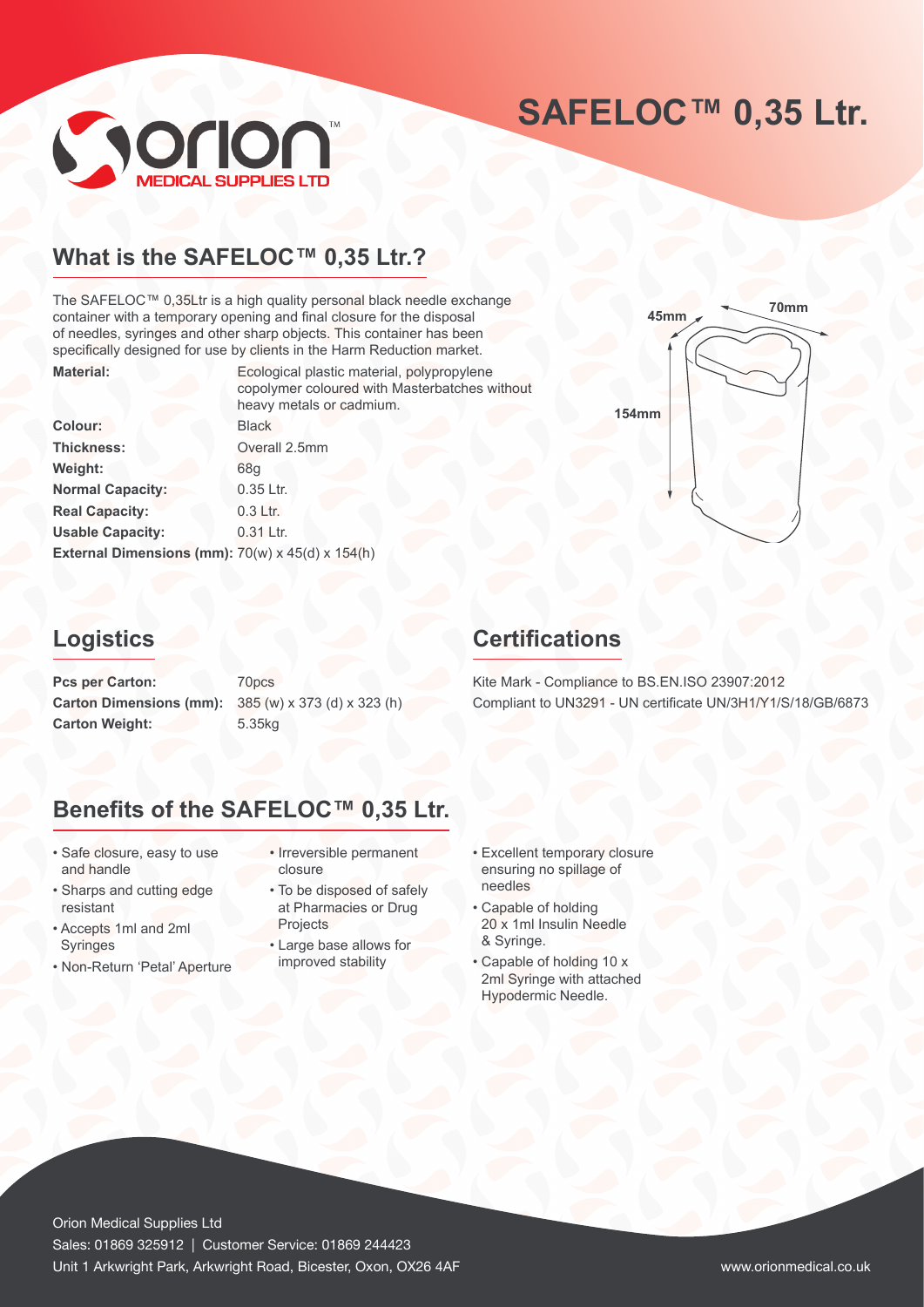# SAFELOC™ 0,35 Ltr.

## What is the SAFELOC™ 0,35 Ltr.?

The SAFELOC™ 0,35Ltr is a high quality personal black needle exchange container with a temporary opening and final closure for the disposal of needles, syringes and other sharp objects. This container has been specifically designed for use by clients in the Harm Reduction market.

| | |
|---|---|
| **Material:** | Ecological plastic material, polypropylene copolymer coloured with Masterbatches without heavy metals or cadmium. |
| **Colour:** | Black |
| **Thickness:** | Overall 2.5mm |
| **Weight:** | 68g |
| **Normal Capacity:** | 0.35 Ltr. |
| **Real Capacity:** | 0.3 Ltr. |
| **Usable Capacity:** | 0.31 Ltr. |
| **External Dimensions (mm):** | 70(w) x 45(d) x 154(h) |

## Logistics

| | |
|---|---|
| **Pcs per Carton:** | 70pcs |
| **Carton Dimensions (mm):** | 385 (w) x 373 (d) x 323 (h) |
| **Carton Weight:** | 5.35kg |

## Certifications

Kite Mark - Compliance to BS.EN.ISO 23907:2012

Compliant to UN3291 - UN certificate UN/3H1/Y1/S/18/GB/6873

## Benefits of the SAFELOC™ 0,35 Ltr.

- Safe closure, easy to use and handle
- Sharps and cutting edge resistant
- Accepts 1ml and 2ml Syringes
- Non-Return 'Petal' Aperture
- Irreversible permanent closure
- To be disposed of safely at Pharmacies or Drug Projects
- Large base allows for improved stability
- Excellent temporary closure ensuring no spillage of needles
- Capable of holding 20 x 1ml Insulin Needle & Syringe.
- Capable of holding 10 x 2ml Syringe with attached Hypodermic Needle.

Orion Medical Supplies Ltd

Sales: 01869 325912 | Customer Service: 01869 244423

Unit 1 Arkwright Park, Arkwright Road, Bicester, Oxon, OX26 4AF

www.orionmedical.co.uk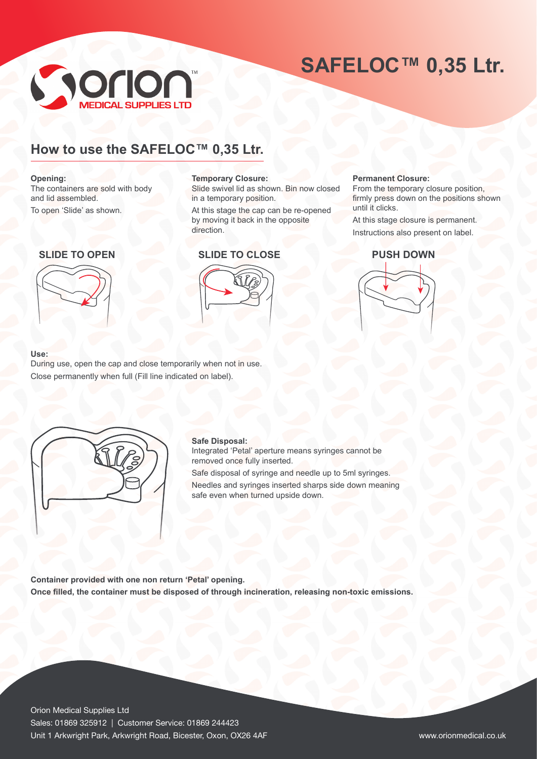# SAFELOC™ 0,35 Ltr.

Orion™ MEDICAL SUPPLIES LTD

## How to use the SAFELOC™ 0,35 Ltr.

**Opening:**
The containers are sold with body and lid assembled.
To open 'Slide' as shown.

**SLIDE TO OPEN**

**Temporary Closure:**
Slide swivel lid as shown. Bin now closed in a temporary position.
At this stage the cap can be re-opened by moving it back in the opposite direction.

**SLIDE TO CLOSE**

**Permanent Closure:**
From the temporary closure position, firmly press down on the positions shown until it clicks.
At this stage closure is permanent.
Instructions also present on label.

**PUSH DOWN**

**Use:**
During use, open the cap and close temporarily when not in use.
Close permanently when full (Fill line indicated on label).

**Safe Disposal:**
Integrated 'Petal' aperture means syringes cannot be removed once fully inserted.
Safe disposal of syringe and needle up to 5ml syringes.
Needles and syringes inserted sharps side down meaning safe even when turned upside down.

**Container provided with one non return 'Petal' opening.**
**Once filled, the container must be disposed of through incineration, releasing non-toxic emissions.**

Orion Medical Supplies Ltd
Sales: 01869 325912 | Customer Service: 01869 244423
Unit 1 Arkwright Park, Arkwright Road, Bicester, Oxon, OX26 4AF
www.orionmedical.co.uk